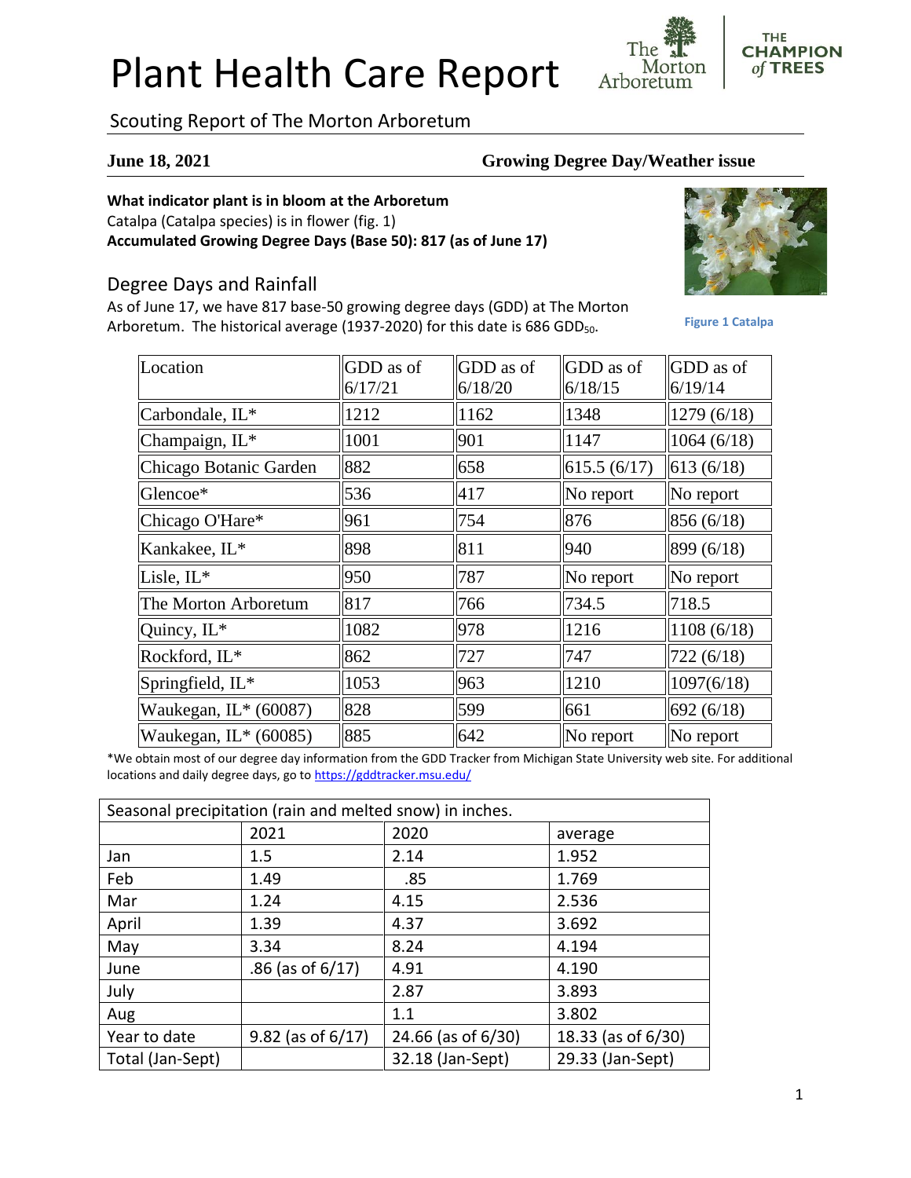# Plant Health Care Report

## Scouting Report of The Morton Arboretum

**June 18, 2021** **Growing Degree Day/Weather issue**

**What indicator plant is in bloom at the Arboretum**
Catalpa (Catalpa species) is in flower (fig. 1)
**Accumulated Growing Degree Days (Base 50): 817 (as of June 17)**

Figure 1 Catalpa

## Degree Days and Rainfall

As of June 17, we have 817 base-50 growing degree days (GDD) at The Morton Arboretum. The historical average (1937-2020) for this date is 686 $GDD_{50}$.

| Location | GDD as of 6/17/21 | GDD as of 6/18/20 | GDD as of 6/18/15 | GDD as of 6/19/14 |
|---|---|---|---|---|
| Carbondale, IL* | 1212 | 1162 | 1348 | 1279 (6/18) |
| Champaign, IL* | 1001 | 901 | 1147 | 1064 (6/18) |
| Chicago Botanic Garden | 882 | 658 | 615.5 (6/17) | 613 (6/18) |
| Glencoe* | 536 | 417 | No report | No report |
| Chicago O'Hare* | 961 | 754 | 876 | 856 (6/18) |
| Kankakee, IL* | 898 | 811 | 940 | 899 (6/18) |
| Lisle, IL* | 950 | 787 | No report | No report |
| The Morton Arboretum | 817 | 766 | 734.5 | 718.5 |
| Quincy, IL* | 1082 | 978 | 1216 | 1108 (6/18) |
| Rockford, IL* | 862 | 727 | 747 | 722 (6/18) |
| Springfield, IL* | 1053 | 963 | 1210 | 1097(6/18) |
| Waukegan, IL* (60087) | 828 | 599 | 661 | 692 (6/18) |
| Waukegan, IL* (60085) | 885 | 642 | No report | No report |

*We obtain most of our degree day information from the GDD Tracker from Michigan State University web site. For additional locations and daily degree days, go to https://gddtracker.msu.edu/

| Seasonal precipitation (rain and melted snow) in inches. | | | |
|---|---|---|---|
| | 2021 | 2020 | average |
| Jan | 1.5 | 2.14 | 1.952 |
| Feb | 1.49 | .85 | 1.769 |
| Mar | 1.24 | 4.15 | 2.536 |
| April | 1.39 | 4.37 | 3.692 |
| May | 3.34 | 8.24 | 4.194 |
| June | .86 (as of 6/17) | 4.91 | 4.190 |
| July | | 2.87 | 3.893 |
| Aug | | 1.1 | 3.802 |
| Year to date | 9.82 (as of 6/17) | 24.66 (as of 6/30) | 18.33 (as of 6/30) |
| Total (Jan-Sept) | | 32.18 (Jan-Sept) | 29.33 (Jan-Sept) |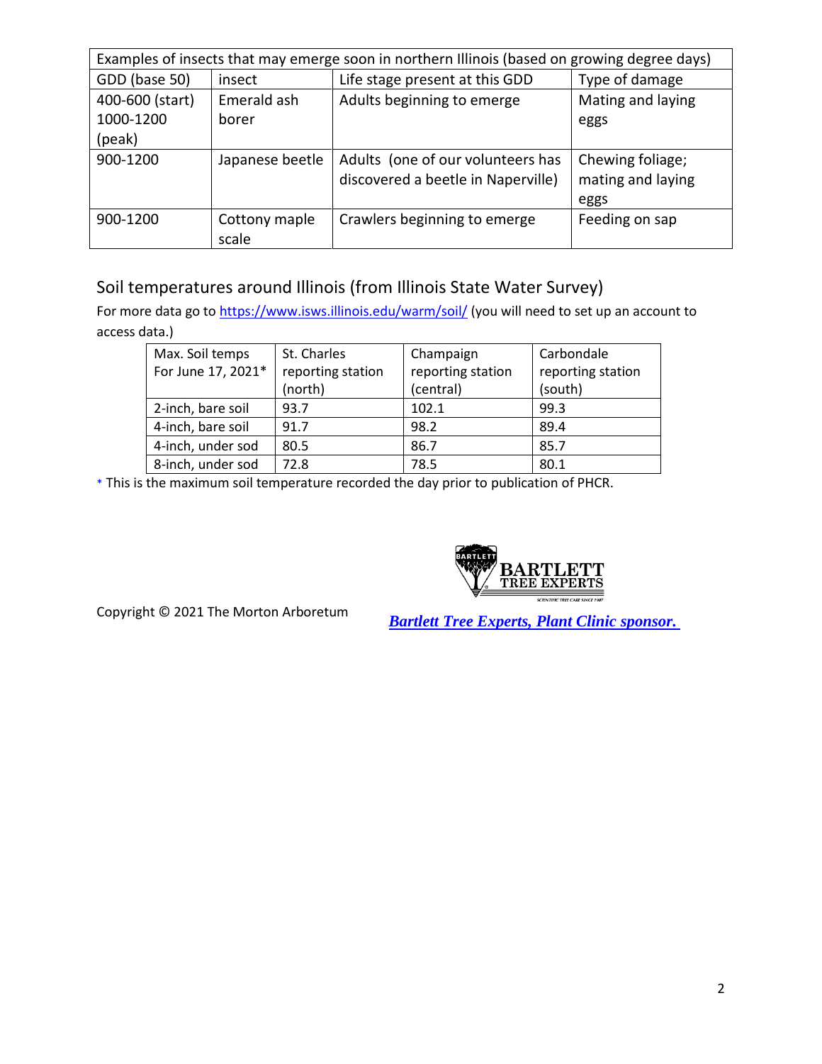| Examples of insects that may emerge soon in northern Illinois (based on growing degree days) | | | |
|---|---|---|---|
| GDD (base 50) | insect | Life stage present at this GDD | Type of damage |
| 400-600 (start) 1000-1200 (peak) | Emerald ash borer | Adults beginning to emerge | Mating and laying eggs |
| 900-1200 | Japanese beetle | Adults (one of our volunteers has discovered a beetle in Naperville) | Chewing foliage; mating and laying eggs |
| 900-1200 | Cottony maple scale | Crawlers beginning to emerge | Feeding on sap |

## Soil temperatures around Illinois (from Illinois State Water Survey)

For more data go to https://www.isws.illinois.edu/warm/soil/ (you will need to set up an account to access data.)

| Max. Soil temps For June 17, 2021* | St. Charles reporting station (north) | Champaign reporting station (central) | Carbondale reporting station (south) |
|---|---|---|---|
| 2-inch, bare soil | 93.7 | 102.1 | 99.3 |
| 4-inch, bare soil | 91.7 | 98.2 | 89.4 |
| 4-inch, under sod | 80.5 | 86.7 | 85.7 |
| 8-inch, under sod | 72.8 | 78.5 | 80.1 |

* This is the maximum soil temperature recorded the day prior to publication of PHCR.

Copyright © 2021 The Morton Arboretum

***Bartlett Tree Experts, Plant Clinic sponsor.***